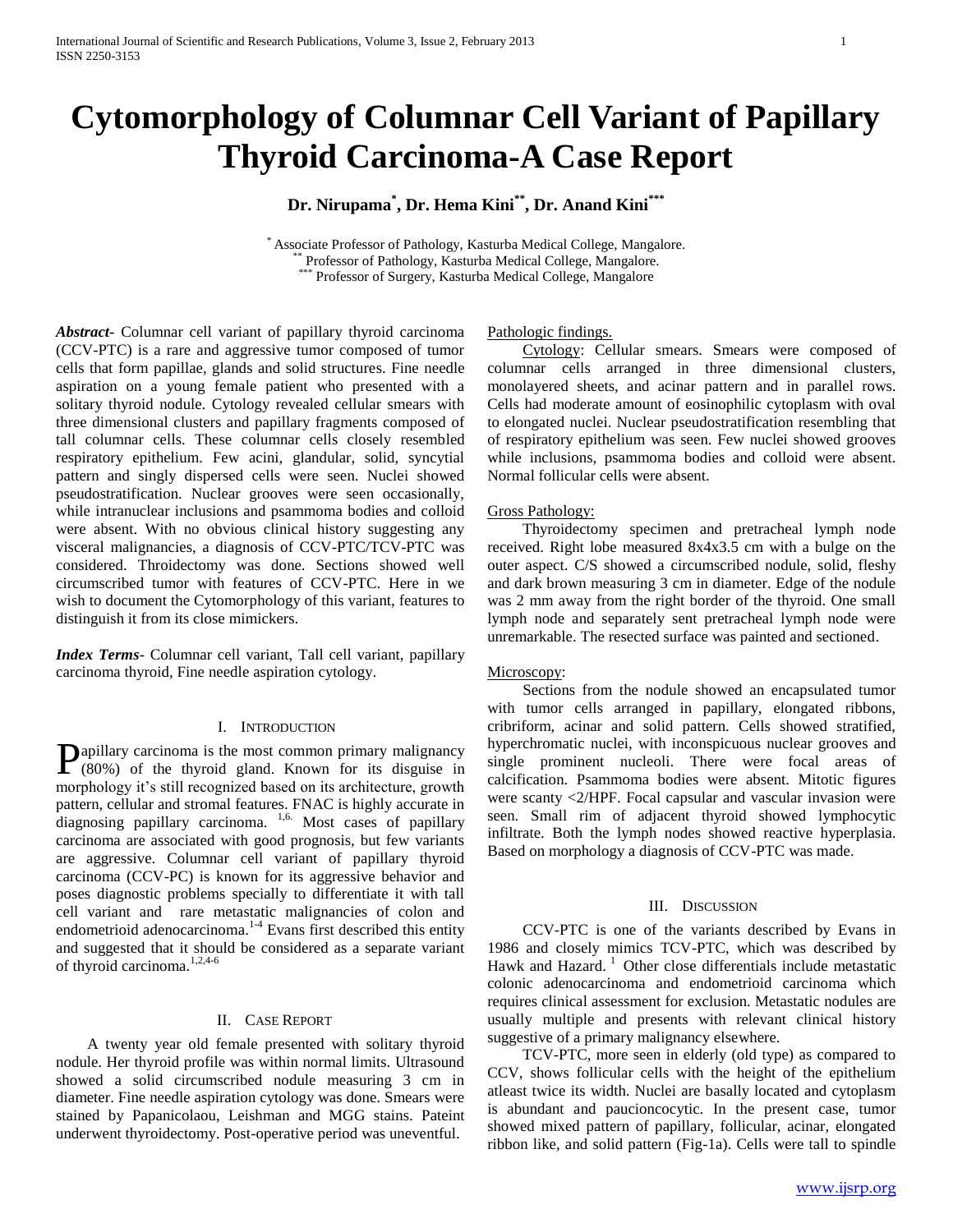# Cytomorphology of Columnar Cell Variant of Papillary Thyroid Carcinoma-A Case Report

**Dr. Nirupama[*], Dr. Hema Kini[**], Dr. Anand Kini[***]**

[*] Associate Professor of Pathology, Kasturba Medical College, Mangalore.
[**] Professor of Pathology, Kasturba Medical College, Mangalore.
[***] Professor of Surgery, Kasturba Medical College, Mangalore

***Abstract-*** Columnar cell variant of papillary thyroid carcinoma (CCV-PTC) is a rare and aggressive tumor composed of tumor cells that form papillae, glands and solid structures. Fine needle aspiration on a young female patient who presented with a solitary thyroid nodule. Cytology revealed cellular smears with three dimensional clusters and papillary fragments composed of tall columnar cells. These columnar cells closely resembled respiratory epithelium. Few acini, glandular, solid, syncytial pattern and singly dispersed cells were seen. Nuclei showed pseudostratification. Nuclear grooves were seen occasionally, while intranuclear inclusions and psammoma bodies and colloid were absent. With no obvious clinical history suggesting any visceral malignancies, a diagnosis of CCV-PTC/TCV-PTC was considered. Throidectomy was done. Sections showed well circumscribed tumor with features of CCV-PTC. Here in we wish to document the Cytomorphology of this variant, features to distinguish it from its close mimickers.

***Index Terms***- Columnar cell variant, Tall cell variant, papillary carcinoma thyroid, Fine needle aspiration cytology.

## I. Introduction

Papillary carcinoma is the most common primary malignancy (80%) of the thyroid gland. Known for its disguise in morphology it's still recognized based on its architecture, growth pattern, cellular and stromal features. FNAC is highly accurate in diagnosing papillary carcinoma. [1,6.] Most cases of papillary carcinoma are associated with good prognosis, but few variants are aggressive. Columnar cell variant of papillary thyroid carcinoma (CCV-PC) is known for its aggressive behavior and poses diagnostic problems specially to differentiate it with tall cell variant and rare metastatic malignancies of colon and endometrioid adenocarcinoma.[1-4] Evans first described this entity and suggested that it should be considered as a separate variant of thyroid carcinoma.[1,2,4-6]

## II. Case Report

A twenty year old female presented with solitary thyroid nodule. Her thyroid profile was within normal limits. Ultrasound showed a solid circumscribed nodule measuring 3 cm in diameter. Fine needle aspiration cytology was done. Smears were stained by Papanicolaou, Leishman and MGG stains. Pateint underwent thyroidectomy. Post-operative period was uneventful.

Pathologic findings.

Cytology: Cellular smears. Smears were composed of columnar cells arranged in three dimensional clusters, monolayered sheets, and acinar pattern and in parallel rows. Cells had moderate amount of eosinophilic cytoplasm with oval to elongated nuclei. Nuclear pseudostratification resembling that of respiratory epithelium was seen. Few nuclei showed grooves while inclusions, psammoma bodies and colloid were absent. Normal follicular cells were absent.

Gross Pathology:

Thyroidectomy specimen and pretracheal lymph node received. Right lobe measured 8x4x3.5 cm with a bulge on the outer aspect. C/S showed a circumscribed nodule, solid, fleshy and dark brown measuring 3 cm in diameter. Edge of the nodule was 2 mm away from the right border of the thyroid. One small lymph node and separately sent pretracheal lymph node were unremarkable. The resected surface was painted and sectioned.

Microscopy:

Sections from the nodule showed an encapsulated tumor with tumor cells arranged in papillary, elongated ribbons, cribriform, acinar and solid pattern. Cells showed stratified, hyperchromatic nuclei, with inconspicuous nuclear grooves and single prominent nucleoli. There were focal areas of calcification. Psammoma bodies were absent. Mitotic figures were scanty <2/HPF. Focal capsular and vascular invasion were seen. Small rim of adjacent thyroid showed lymphocytic infiltrate. Both the lymph nodes showed reactive hyperplasia. Based on morphology a diagnosis of CCV-PTC was made.

## III. Discussion

CCV-PTC is one of the variants described by Evans in 1986 and closely mimics TCV-PTC, which was described by Hawk and Hazard. [1] Other close differentials include metastatic colonic adenocarcinoma and endometrioid carcinoma which requires clinical assessment for exclusion. Metastatic nodules are usually multiple and presents with relevant clinical history suggestive of a primary malignancy elsewhere.

TCV-PTC, more seen in elderly (old type) as compared to CCV, shows follicular cells with the height of the epithelium atleast twice its width. Nuclei are basally located and cytoplasm is abundant and paucioncocytic. In the present case, tumor showed mixed pattern of papillary, follicular, acinar, elongated ribbon like, and solid pattern (Fig-1a). Cells were tall to spindle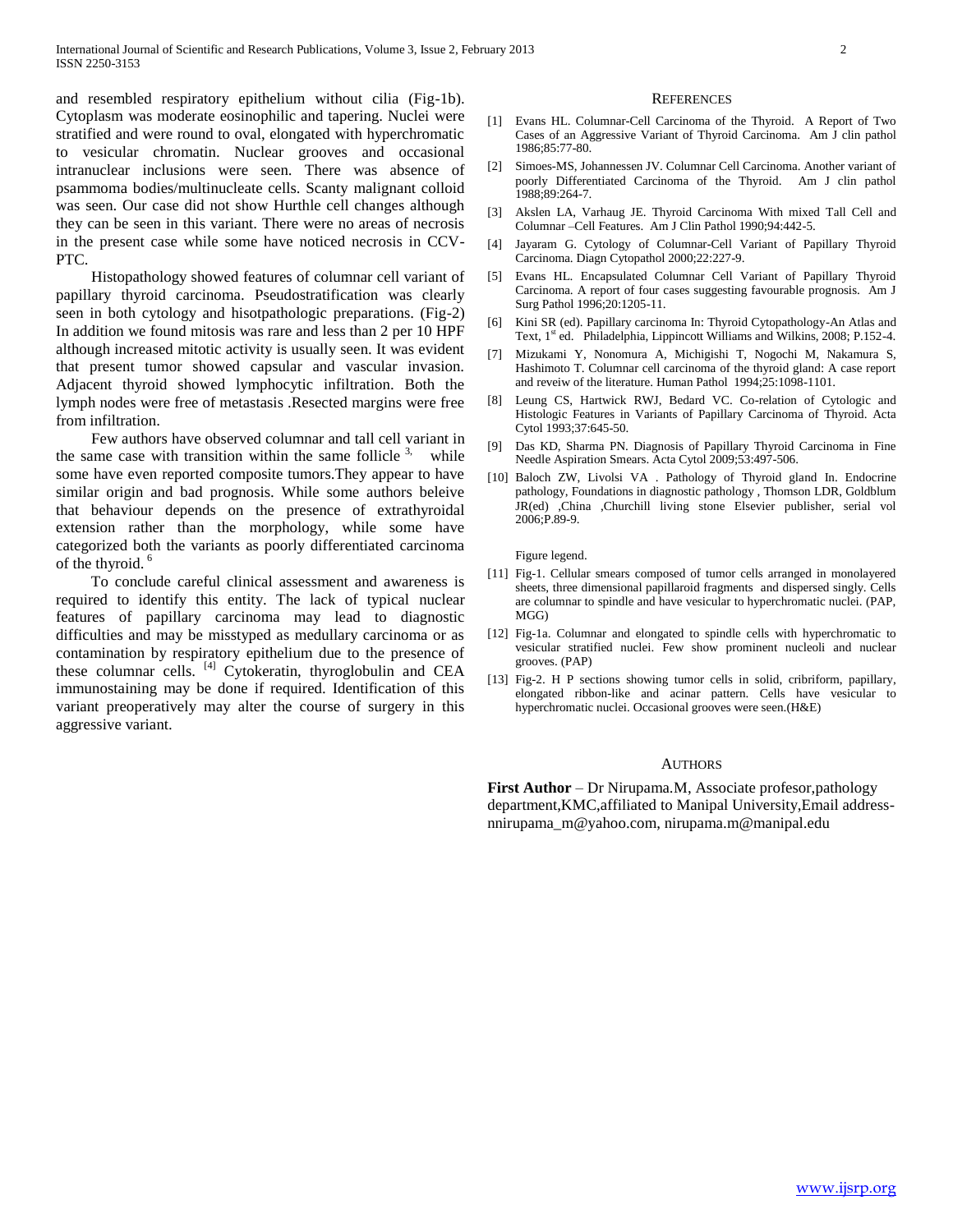and resembled respiratory epithelium without cilia (Fig-1b). Cytoplasm was moderate eosinophilic and tapering. Nuclei were stratified and were round to oval, elongated with hyperchromatic to vesicular chromatin. Nuclear grooves and occasional intranuclear inclusions were seen. There was absence of psammoma bodies/multinucleate cells. Scanty malignant colloid was seen. Our case did not show Hurthle cell changes although they can be seen in this variant. There were no areas of necrosis in the present case while some have noticed necrosis in CCV-PTC.

Histopathology showed features of columnar cell variant of papillary thyroid carcinoma. Pseudostratification was clearly seen in both cytology and hisotpathologic preparations. (Fig-2) In addition we found mitosis was rare and less than 2 per 10 HPF although increased mitotic activity is usually seen. It was evident that present tumor showed capsular and vascular invasion. Adjacent thyroid showed lymphocytic infiltration. Both the lymph nodes were free of metastasis .Resected margins were free from infiltration.

Few authors have observed columnar and tall cell variant in the same case with transition within the same follicle [3,] while some have even reported composite tumors.They appear to have similar origin and bad prognosis. While some authors beleive that behaviour depends on the presence of extrathyroidal extension rather than the morphology, while some have categorized both the variants as poorly differentiated carcinoma of the thyroid. [6]

To conclude careful clinical assessment and awareness is required to identify this entity. The lack of typical nuclear features of papillary carcinoma may lead to diagnostic difficulties and may be misstyped as medullary carcinoma or as contamination by respiratory epithelium due to the presence of these columnar cells. [4] Cytokeratin, thyroglobulin and CEA immunostaining may be done if required. Identification of this variant preoperatively may alter the course of surgery in this aggressive variant.

## References

[1] Evans HL. Columnar-Cell Carcinoma of the Thyroid. A Report of Two Cases of an Aggressive Variant of Thyroid Carcinoma. Am J clin pathol 1986;85:77-80.

[2] Simoes-MS, Johannessen JV. Columnar Cell Carcinoma. Another variant of poorly Differentiated Carcinoma of the Thyroid. Am J clin pathol 1988;89:264-7.

[3] Akslen LA, Varhaug JE. Thyroid Carcinoma With mixed Tall Cell and Columnar –Cell Features. Am J Clin Pathol 1990;94:442-5.

[4] Jayaram G. Cytology of Columnar-Cell Variant of Papillary Thyroid Carcinoma. Diagn Cytopathol 2000;22:227-9.

[5] Evans HL. Encapsulated Columnar Cell Variant of Papillary Thyroid Carcinoma. A report of four cases suggesting favourable prognosis. Am J Surg Pathol 1996;20:1205-11.

[6] Kini SR (ed). Papillary carcinoma In: Thyroid Cytopathology-An Atlas and Text, 1st ed. Philadelphia, Lippincott Williams and Wilkins, 2008; P.152-4.

[7] Mizukami Y, Nonomura A, Michigishi T, Nogochi M, Nakamura S, Hashimoto T. Columnar cell carcinoma of the thyroid gland: A case report and reveiw of the literature. Human Pathol 1994;25:1098-1101.

[8] Leung CS, Hartwick RWJ, Bedard VC. Co-relation of Cytologic and Histologic Features in Variants of Papillary Carcinoma of Thyroid. Acta Cytol 1993;37:645-50.

[9] Das KD, Sharma PN. Diagnosis of Papillary Thyroid Carcinoma in Fine Needle Aspiration Smears. Acta Cytol 2009;53:497-506.

[10] Baloch ZW, Livolsi VA . Pathology of Thyroid gland In. Endocrine pathology, Foundations in diagnostic pathology , Thomson LDR, Goldblum JR(ed) ,China ,Churchill living stone Elsevier publisher, serial vol 2006;P.89-9.

Figure legend.

[11] Fig-1. Cellular smears composed of tumor cells arranged in monolayered sheets, three dimensional papillaroid fragments and dispersed singly. Cells are columnar to spindle and have vesicular to hyperchromatic nuclei. (PAP, MGG)

[12] Fig-1a. Columnar and elongated to spindle cells with hyperchromatic to vesicular stratified nuclei. Few show prominent nucleoli and nuclear grooves. (PAP)

[13] Fig-2. H P sections showing tumor cells in solid, cribriform, papillary, elongated ribbon-like and acinar pattern. Cells have vesicular to hyperchromatic nuclei. Occasional grooves were seen.(H&E)

## Authors

**First Author** – Dr Nirupama.M, Associate profesor,pathology department,KMC,affiliated to Manipal University,Email address-nnirupama_m@yahoo.com, nirupama.m@manipal.edu